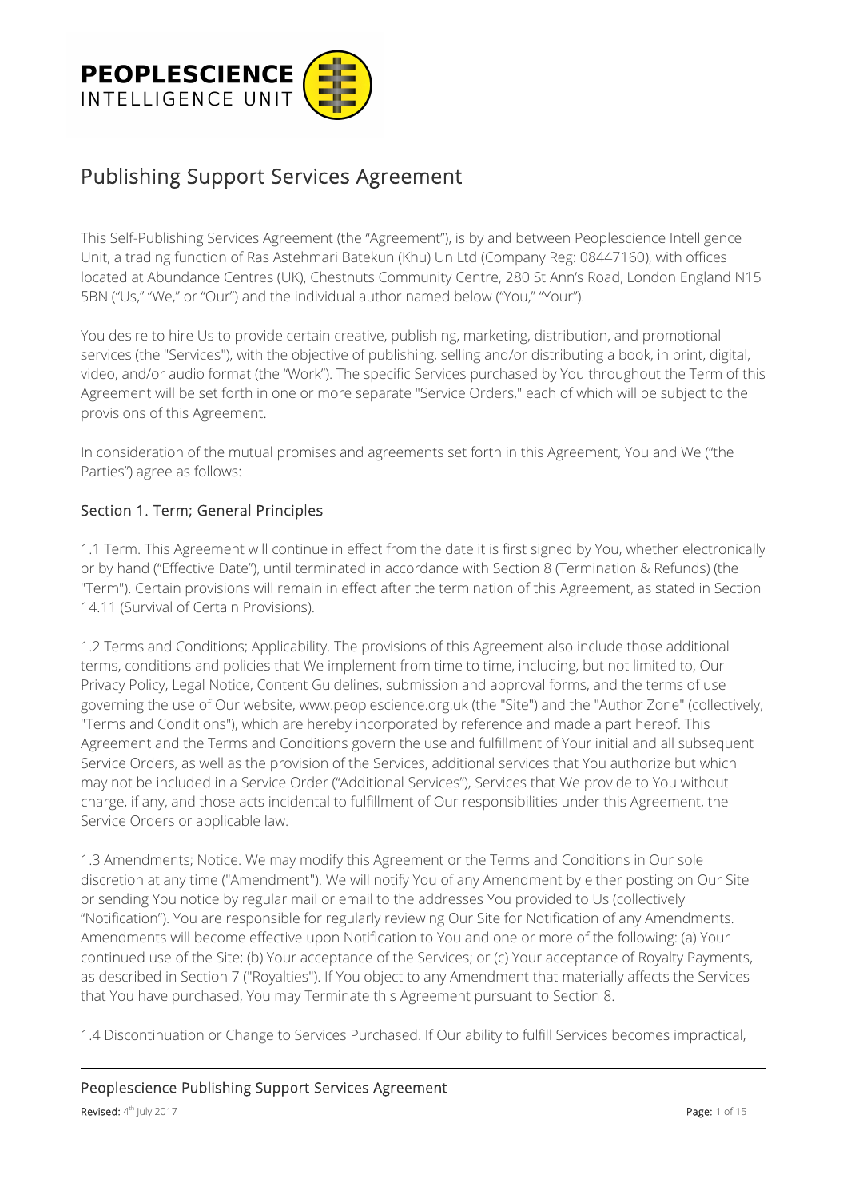PEOPLESCIENCE
INTELLIGENCE UNIT

# Publishing Support Services Agreement

This Self-Publishing Services Agreement (the "Agreement"), is by and between Peoplescience Intelligence Unit, a trading function of Ras Astehmari Batekun (Khu) Un Ltd (Company Reg: 08447160), with offices located at Abundance Centres (UK), Chestnuts Community Centre, 280 St Ann's Road, London England N15 5BN ("Us," "We," or "Our") and the individual author named below ("You," "Your").

You desire to hire Us to provide certain creative, publishing, marketing, distribution, and promotional services (the "Services"), with the objective of publishing, selling and/or distributing a book, in print, digital, video, and/or audio format (the "Work"). The specific Services purchased by You throughout the Term of this Agreement will be set forth in one or more separate "Service Orders," each of which will be subject to the provisions of this Agreement.

In consideration of the mutual promises and agreements set forth in this Agreement, You and We ("the Parties") agree as follows:

## Section 1. Term; General Principles

1.1 Term. This Agreement will continue in effect from the date it is first signed by You, whether electronically or by hand ("Effective Date"), until terminated in accordance with Section 8 (Termination & Refunds) (the "Term"). Certain provisions will remain in effect after the termination of this Agreement, as stated in Section 14.11 (Survival of Certain Provisions).

1.2 Terms and Conditions; Applicability. The provisions of this Agreement also include those additional terms, conditions and policies that We implement from time to time, including, but not limited to, Our Privacy Policy, Legal Notice, Content Guidelines, submission and approval forms, and the terms of use governing the use of Our website, www.peoplescience.org.uk (the "Site") and the "Author Zone" (collectively, "Terms and Conditions"), which are hereby incorporated by reference and made a part hereof. This Agreement and the Terms and Conditions govern the use and fulfillment of Your initial and all subsequent Service Orders, as well as the provision of the Services, additional services that You authorize but which may not be included in a Service Order ("Additional Services"), Services that We provide to You without charge, if any, and those acts incidental to fulfillment of Our responsibilities under this Agreement, the Service Orders or applicable law.

1.3 Amendments; Notice. We may modify this Agreement or the Terms and Conditions in Our sole discretion at any time ("Amendment"). We will notify You of any Amendment by either posting on Our Site or sending You notice by regular mail or email to the addresses You provided to Us (collectively "Notification"). You are responsible for regularly reviewing Our Site for Notification of any Amendments. Amendments will become effective upon Notification to You and one or more of the following: (a) Your continued use of the Site; (b) Your acceptance of the Services; or (c) Your acceptance of Royalty Payments, as described in Section 7 ("Royalties"). If You object to any Amendment that materially affects the Services that You have purchased, You may Terminate this Agreement pursuant to Section 8.

1.4 Discontinuation or Change to Services Purchased. If Our ability to fulfill Services becomes impractical,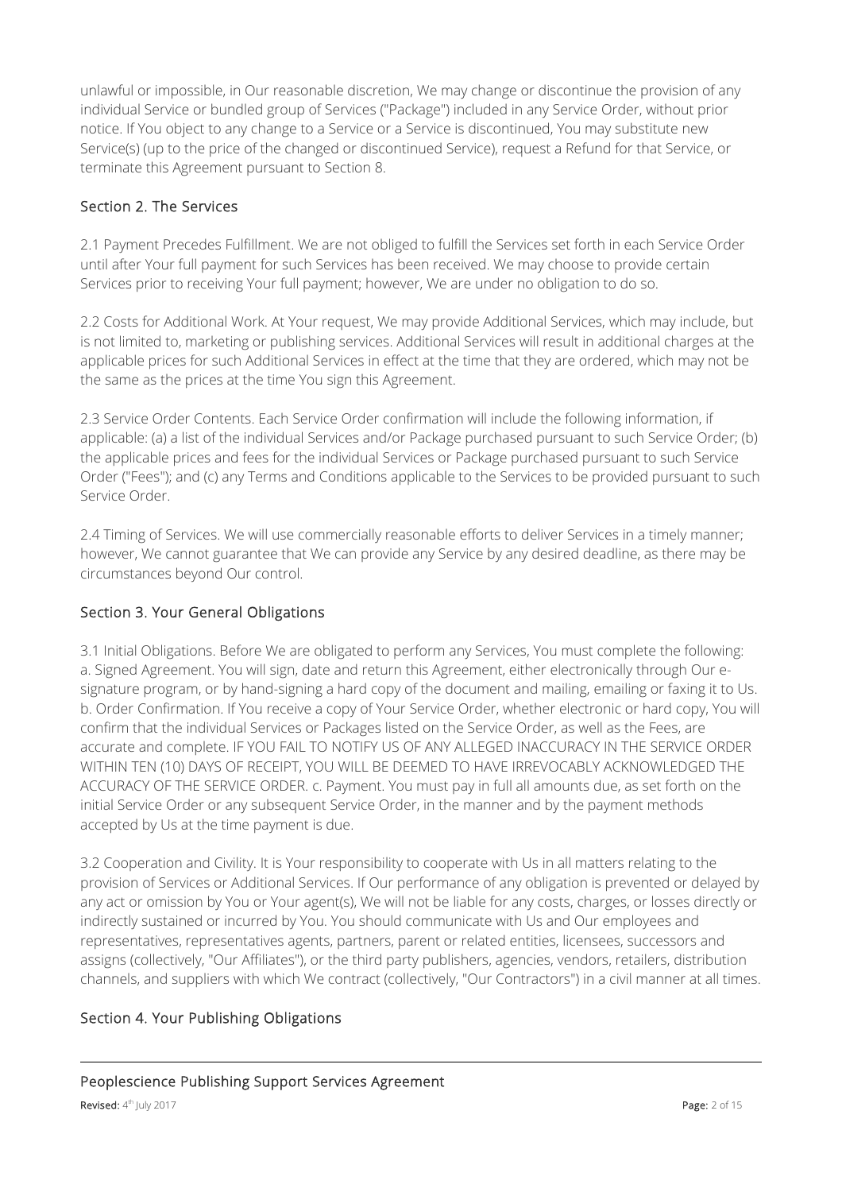unlawful or impossible, in Our reasonable discretion, We may change or discontinue the provision of any individual Service or bundled group of Services ("Package") included in any Service Order, without prior notice. If You object to any change to a Service or a Service is discontinued, You may substitute new Service(s) (up to the price of the changed or discontinued Service), request a Refund for that Service, or terminate this Agreement pursuant to Section 8.

## Section 2. The Services

2.1 Payment Precedes Fulfillment. We are not obliged to fulfill the Services set forth in each Service Order until after Your full payment for such Services has been received. We may choose to provide certain Services prior to receiving Your full payment; however, We are under no obligation to do so.

2.2 Costs for Additional Work. At Your request, We may provide Additional Services, which may include, but is not limited to, marketing or publishing services. Additional Services will result in additional charges at the applicable prices for such Additional Services in effect at the time that they are ordered, which may not be the same as the prices at the time You sign this Agreement.

2.3 Service Order Contents. Each Service Order confirmation will include the following information, if applicable: (a) a list of the individual Services and/or Package purchased pursuant to such Service Order; (b) the applicable prices and fees for the individual Services or Package purchased pursuant to such Service Order ("Fees"); and (c) any Terms and Conditions applicable to the Services to be provided pursuant to such Service Order.

2.4 Timing of Services. We will use commercially reasonable efforts to deliver Services in a timely manner; however, We cannot guarantee that We can provide any Service by any desired deadline, as there may be circumstances beyond Our control.

## Section 3. Your General Obligations

3.1 Initial Obligations. Before We are obligated to perform any Services, You must complete the following:
a. Signed Agreement. You will sign, date and return this Agreement, either electronically through Our e-signature program, or by hand-signing a hard copy of the document and mailing, emailing or faxing it to Us.
b. Order Confirmation. If You receive a copy of Your Service Order, whether electronic or hard copy, You will confirm that the individual Services or Packages listed on the Service Order, as well as the Fees, are accurate and complete. IF YOU FAIL TO NOTIFY US OF ANY ALLEGED INACCURACY IN THE SERVICE ORDER WITHIN TEN (10) DAYS OF RECEIPT, YOU WILL BE DEEMED TO HAVE IRREVOCABLY ACKNOWLEDGED THE ACCURACY OF THE SERVICE ORDER. c. Payment. You must pay in full all amounts due, as set forth on the initial Service Order or any subsequent Service Order, in the manner and by the payment methods accepted by Us at the time payment is due.

3.2 Cooperation and Civility. It is Your responsibility to cooperate with Us in all matters relating to the provision of Services or Additional Services. If Our performance of any obligation is prevented or delayed by any act or omission by You or Your agent(s), We will not be liable for any costs, charges, or losses directly or indirectly sustained or incurred by You. You should communicate with Us and Our employees and representatives, representatives agents, partners, parent or related entities, licensees, successors and assigns (collectively, "Our Affiliates"), or the third party publishers, agencies, vendors, retailers, distribution channels, and suppliers with which We contract (collectively, "Our Contractors") in a civil manner at all times.

## Section 4. Your Publishing Obligations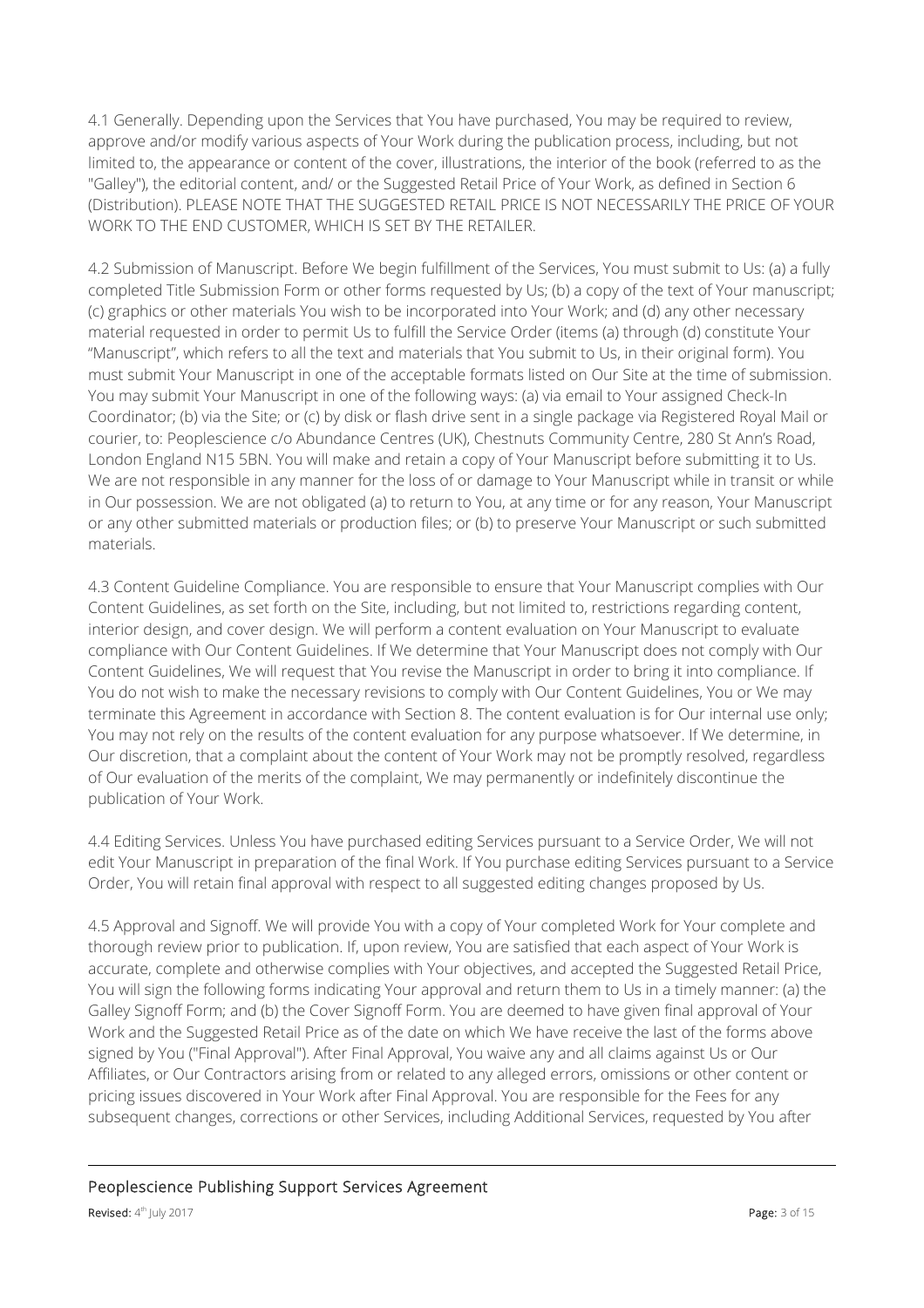4.1 Generally. Depending upon the Services that You have purchased, You may be required to review, approve and/or modify various aspects of Your Work during the publication process, including, but not limited to, the appearance or content of the cover, illustrations, the interior of the book (referred to as the "Galley"), the editorial content, and/ or the Suggested Retail Price of Your Work, as defined in Section 6 (Distribution). PLEASE NOTE THAT THE SUGGESTED RETAIL PRICE IS NOT NECESSARILY THE PRICE OF YOUR WORK TO THE END CUSTOMER, WHICH IS SET BY THE RETAILER.

4.2 Submission of Manuscript. Before We begin fulfillment of the Services, You must submit to Us: (a) a fully completed Title Submission Form or other forms requested by Us; (b) a copy of the text of Your manuscript; (c) graphics or other materials You wish to be incorporated into Your Work; and (d) any other necessary material requested in order to permit Us to fulfill the Service Order (items (a) through (d) constitute Your "Manuscript", which refers to all the text and materials that You submit to Us, in their original form). You must submit Your Manuscript in one of the acceptable formats listed on Our Site at the time of submission. You may submit Your Manuscript in one of the following ways: (a) via email to Your assigned Check-In Coordinator; (b) via the Site; or (c) by disk or flash drive sent in a single package via Registered Royal Mail or courier, to: Peoplescience c/o Abundance Centres (UK), Chestnuts Community Centre, 280 St Ann's Road, London England N15 5BN. You will make and retain a copy of Your Manuscript before submitting it to Us. We are not responsible in any manner for the loss of or damage to Your Manuscript while in transit or while in Our possession. We are not obligated (a) to return to You, at any time or for any reason, Your Manuscript or any other submitted materials or production files; or (b) to preserve Your Manuscript or such submitted materials.

4.3 Content Guideline Compliance. You are responsible to ensure that Your Manuscript complies with Our Content Guidelines, as set forth on the Site, including, but not limited to, restrictions regarding content, interior design, and cover design. We will perform a content evaluation on Your Manuscript to evaluate compliance with Our Content Guidelines. If We determine that Your Manuscript does not comply with Our Content Guidelines, We will request that You revise the Manuscript in order to bring it into compliance. If You do not wish to make the necessary revisions to comply with Our Content Guidelines, You or We may terminate this Agreement in accordance with Section 8. The content evaluation is for Our internal use only; You may not rely on the results of the content evaluation for any purpose whatsoever. If We determine, in Our discretion, that a complaint about the content of Your Work may not be promptly resolved, regardless of Our evaluation of the merits of the complaint, We may permanently or indefinitely discontinue the publication of Your Work.

4.4 Editing Services. Unless You have purchased editing Services pursuant to a Service Order, We will not edit Your Manuscript in preparation of the final Work. If You purchase editing Services pursuant to a Service Order, You will retain final approval with respect to all suggested editing changes proposed by Us.

4.5 Approval and Signoff. We will provide You with a copy of Your completed Work for Your complete and thorough review prior to publication. If, upon review, You are satisfied that each aspect of Your Work is accurate, complete and otherwise complies with Your objectives, and accepted the Suggested Retail Price, You will sign the following forms indicating Your approval and return them to Us in a timely manner: (a) the Galley Signoff Form; and (b) the Cover Signoff Form. You are deemed to have given final approval of Your Work and the Suggested Retail Price as of the date on which We have receive the last of the forms above signed by You ("Final Approval"). After Final Approval, You waive any and all claims against Us or Our Affiliates, or Our Contractors arising from or related to any alleged errors, omissions or other content or pricing issues discovered in Your Work after Final Approval. You are responsible for the Fees for any subsequent changes, corrections or other Services, including Additional Services, requested by You after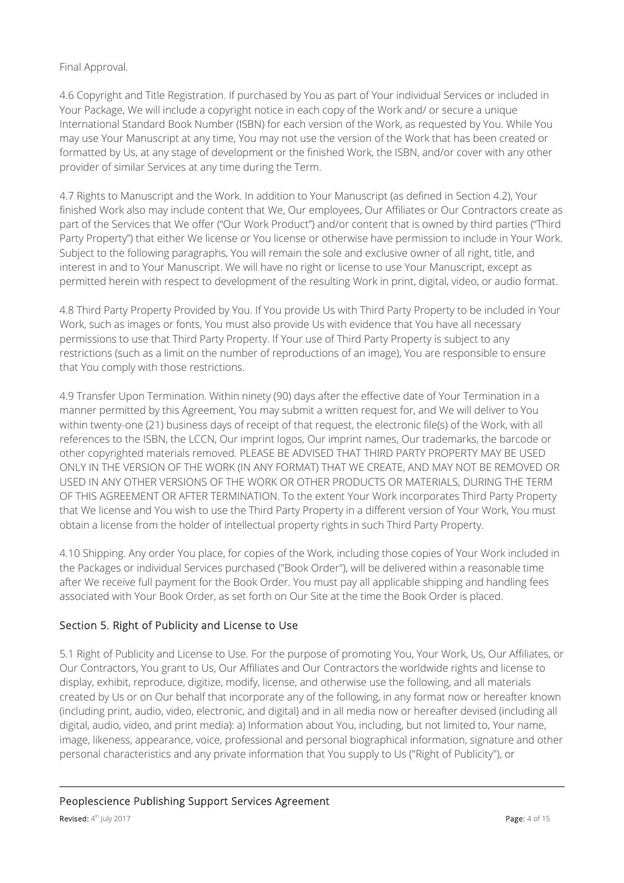Final Approval.

4.6 Copyright and Title Registration. If purchased by You as part of Your individual Services or included in Your Package, We will include a copyright notice in each copy of the Work and/ or secure a unique International Standard Book Number (ISBN) for each version of the Work, as requested by You. While You may use Your Manuscript at any time, You may not use the version of the Work that has been created or formatted by Us, at any stage of development or the finished Work, the ISBN, and/or cover with any other provider of similar Services at any time during the Term.

4.7 Rights to Manuscript and the Work. In addition to Your Manuscript (as defined in Section 4.2), Your finished Work also may include content that We, Our employees, Our Affiliates or Our Contractors create as part of the Services that We offer ("Our Work Product") and/or content that is owned by third parties ("Third Party Property") that either We license or You license or otherwise have permission to include in Your Work. Subject to the following paragraphs, You will remain the sole and exclusive owner of all right, title, and interest in and to Your Manuscript. We will have no right or license to use Your Manuscript, except as permitted herein with respect to development of the resulting Work in print, digital, video, or audio format.

4.8 Third Party Property Provided by You. If You provide Us with Third Party Property to be included in Your Work, such as images or fonts, You must also provide Us with evidence that You have all necessary permissions to use that Third Party Property. If Your use of Third Party Property is subject to any restrictions (such as a limit on the number of reproductions of an image), You are responsible to ensure that You comply with those restrictions.

4.9 Transfer Upon Termination. Within ninety (90) days after the effective date of Your Termination in a manner permitted by this Agreement, You may submit a written request for, and We will deliver to You within twenty-one (21) business days of receipt of that request, the electronic file(s) of the Work, with all references to the ISBN, the LCCN, Our imprint logos, Our imprint names, Our trademarks, the barcode or other copyrighted materials removed. PLEASE BE ADVISED THAT THIRD PARTY PROPERTY MAY BE USED ONLY IN THE VERSION OF THE WORK (IN ANY FORMAT) THAT WE CREATE, AND MAY NOT BE REMOVED OR USED IN ANY OTHER VERSIONS OF THE WORK OR OTHER PRODUCTS OR MATERIALS, DURING THE TERM OF THIS AGREEMENT OR AFTER TERMINATION. To the extent Your Work incorporates Third Party Property that We license and You wish to use the Third Party Property in a different version of Your Work, You must obtain a license from the holder of intellectual property rights in such Third Party Property.

4.10 Shipping. Any order You place, for copies of the Work, including those copies of Your Work included in the Packages or individual Services purchased ("Book Order"), will be delivered within a reasonable time after We receive full payment for the Book Order. You must pay all applicable shipping and handling fees associated with Your Book Order, as set forth on Our Site at the time the Book Order is placed.

## Section 5. Right of Publicity and License to Use

5.1 Right of Publicity and License to Use. For the purpose of promoting You, Your Work, Us, Our Affiliates, or Our Contractors, You grant to Us, Our Affiliates and Our Contractors the worldwide rights and license to display, exhibit, reproduce, digitize, modify, license, and otherwise use the following, and all materials created by Us or on Our behalf that incorporate any of the following, in any format now or hereafter known (including print, audio, video, electronic, and digital) and in all media now or hereafter devised (including all digital, audio, video, and print media): a) Information about You, including, but not limited to, Your name, image, likeness, appearance, voice, professional and personal biographical information, signature and other personal characteristics and any private information that You supply to Us ("Right of Publicity"), or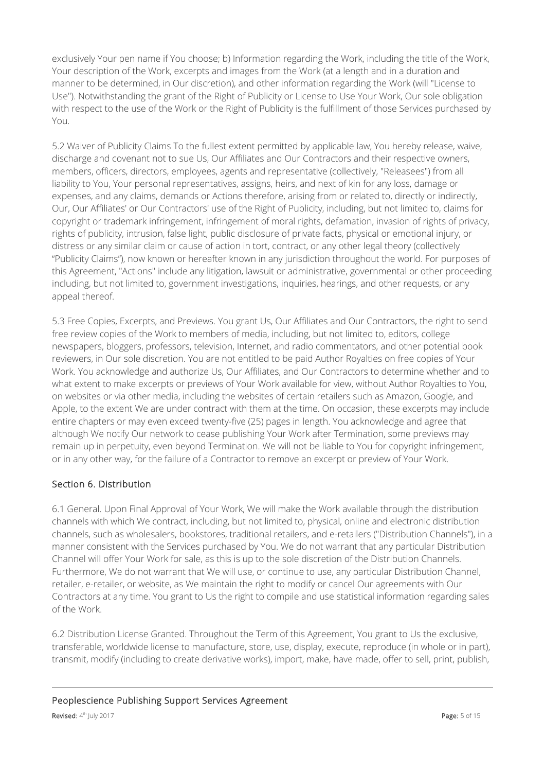exclusively Your pen name if You choose; b) Information regarding the Work, including the title of the Work, Your description of the Work, excerpts and images from the Work (at a length and in a duration and manner to be determined, in Our discretion), and other information regarding the Work (will "License to Use"). Notwithstanding the grant of the Right of Publicity or License to Use Your Work, Our sole obligation with respect to the use of the Work or the Right of Publicity is the fulfillment of those Services purchased by You.

5.2 Waiver of Publicity Claims To the fullest extent permitted by applicable law, You hereby release, waive, discharge and covenant not to sue Us, Our Affiliates and Our Contractors and their respective owners, members, officers, directors, employees, agents and representative (collectively, "Releasees") from all liability to You, Your personal representatives, assigns, heirs, and next of kin for any loss, damage or expenses, and any claims, demands or Actions therefore, arising from or related to, directly or indirectly, Our, Our Affiliates' or Our Contractors' use of the Right of Publicity, including, but not limited to, claims for copyright or trademark infringement, infringement of moral rights, defamation, invasion of rights of privacy, rights of publicity, intrusion, false light, public disclosure of private facts, physical or emotional injury, or distress or any similar claim or cause of action in tort, contract, or any other legal theory (collectively "Publicity Claims"), now known or hereafter known in any jurisdiction throughout the world. For purposes of this Agreement, "Actions" include any litigation, lawsuit or administrative, governmental or other proceeding including, but not limited to, government investigations, inquiries, hearings, and other requests, or any appeal thereof.

5.3 Free Copies, Excerpts, and Previews. You grant Us, Our Affiliates and Our Contractors, the right to send free review copies of the Work to members of media, including, but not limited to, editors, college newspapers, bloggers, professors, television, Internet, and radio commentators, and other potential book reviewers, in Our sole discretion. You are not entitled to be paid Author Royalties on free copies of Your Work. You acknowledge and authorize Us, Our Affiliates, and Our Contractors to determine whether and to what extent to make excerpts or previews of Your Work available for view, without Author Royalties to You, on websites or via other media, including the websites of certain retailers such as Amazon, Google, and Apple, to the extent We are under contract with them at the time. On occasion, these excerpts may include entire chapters or may even exceed twenty-five (25) pages in length. You acknowledge and agree that although We notify Our network to cease publishing Your Work after Termination, some previews may remain up in perpetuity, even beyond Termination. We will not be liable to You for copyright infringement, or in any other way, for the failure of a Contractor to remove an excerpt or preview of Your Work.

## Section 6. Distribution

6.1 General. Upon Final Approval of Your Work, We will make the Work available through the distribution channels with which We contract, including, but not limited to, physical, online and electronic distribution channels, such as wholesalers, bookstores, traditional retailers, and e-retailers ("Distribution Channels"), in a manner consistent with the Services purchased by You. We do not warrant that any particular Distribution Channel will offer Your Work for sale, as this is up to the sole discretion of the Distribution Channels. Furthermore, We do not warrant that We will use, or continue to use, any particular Distribution Channel, retailer, e-retailer, or website, as We maintain the right to modify or cancel Our agreements with Our Contractors at any time. You grant to Us the right to compile and use statistical information regarding sales of the Work.

6.2 Distribution License Granted. Throughout the Term of this Agreement, You grant to Us the exclusive, transferable, worldwide license to manufacture, store, use, display, execute, reproduce (in whole or in part), transmit, modify (including to create derivative works), import, make, have made, offer to sell, print, publish,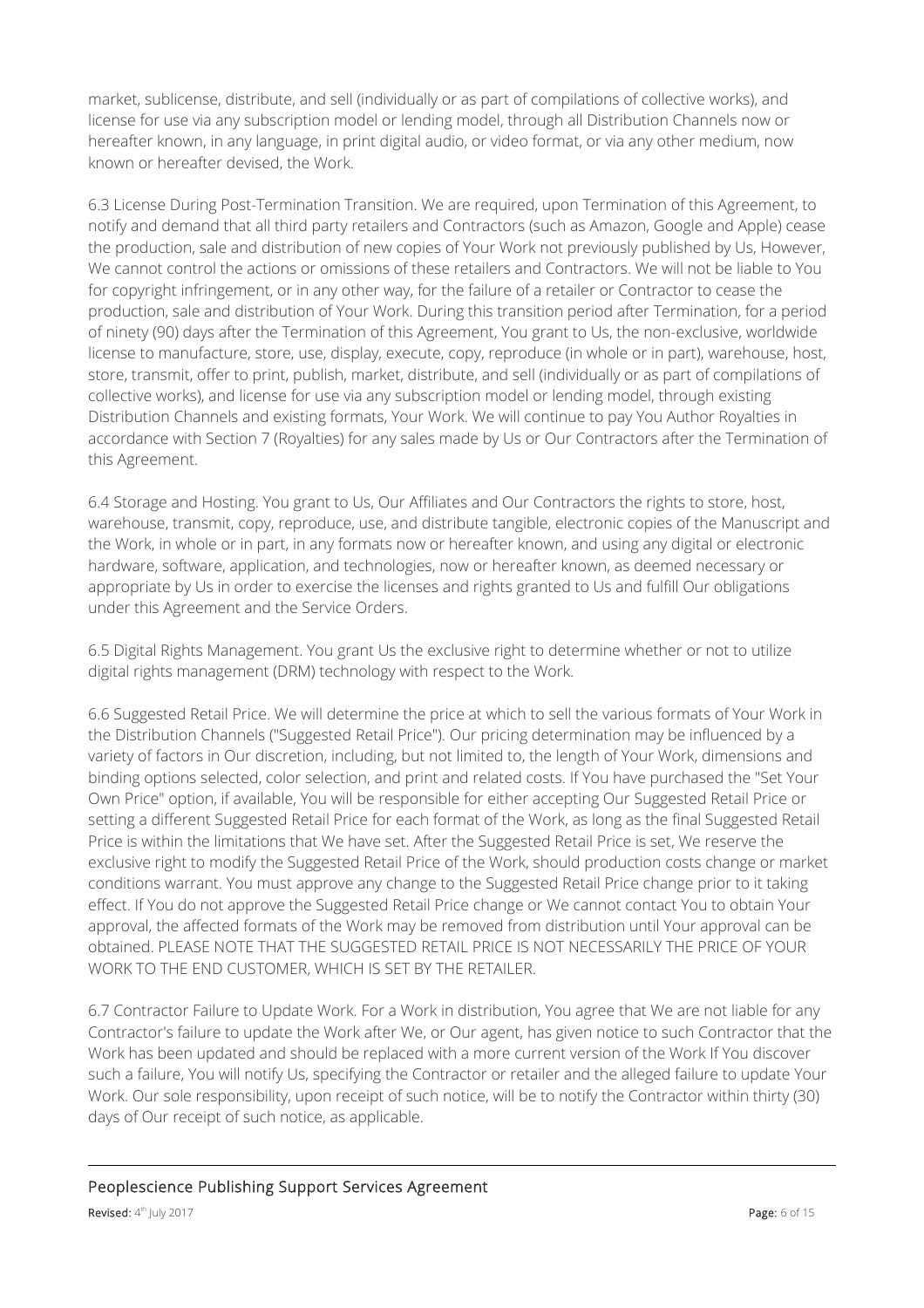market, sublicense, distribute, and sell (individually or as part of compilations of collective works), and license for use via any subscription model or lending model, through all Distribution Channels now or hereafter known, in any language, in print digital audio, or video format, or via any other medium, now known or hereafter devised, the Work.

6.3 License During Post-Termination Transition. We are required, upon Termination of this Agreement, to notify and demand that all third party retailers and Contractors (such as Amazon, Google and Apple) cease the production, sale and distribution of new copies of Your Work not previously published by Us, However, We cannot control the actions or omissions of these retailers and Contractors. We will not be liable to You for copyright infringement, or in any other way, for the failure of a retailer or Contractor to cease the production, sale and distribution of Your Work. During this transition period after Termination, for a period of ninety (90) days after the Termination of this Agreement, You grant to Us, the non-exclusive, worldwide license to manufacture, store, use, display, execute, copy, reproduce (in whole or in part), warehouse, host, store, transmit, offer to print, publish, market, distribute, and sell (individually or as part of compilations of collective works), and license for use via any subscription model or lending model, through existing Distribution Channels and existing formats, Your Work. We will continue to pay You Author Royalties in accordance with Section 7 (Royalties) for any sales made by Us or Our Contractors after the Termination of this Agreement.

6.4 Storage and Hosting. You grant to Us, Our Affiliates and Our Contractors the rights to store, host, warehouse, transmit, copy, reproduce, use, and distribute tangible, electronic copies of the Manuscript and the Work, in whole or in part, in any formats now or hereafter known, and using any digital or electronic hardware, software, application, and technologies, now or hereafter known, as deemed necessary or appropriate by Us in order to exercise the licenses and rights granted to Us and fulfill Our obligations under this Agreement and the Service Orders.

6.5 Digital Rights Management. You grant Us the exclusive right to determine whether or not to utilize digital rights management (DRM) technology with respect to the Work.

6.6 Suggested Retail Price. We will determine the price at which to sell the various formats of Your Work in the Distribution Channels ("Suggested Retail Price"). Our pricing determination may be influenced by a variety of factors in Our discretion, including, but not limited to, the length of Your Work, dimensions and binding options selected, color selection, and print and related costs. If You have purchased the "Set Your Own Price" option, if available, You will be responsible for either accepting Our Suggested Retail Price or setting a different Suggested Retail Price for each format of the Work, as long as the final Suggested Retail Price is within the limitations that We have set. After the Suggested Retail Price is set, We reserve the exclusive right to modify the Suggested Retail Price of the Work, should production costs change or market conditions warrant. You must approve any change to the Suggested Retail Price change prior to it taking effect. If You do not approve the Suggested Retail Price change or We cannot contact You to obtain Your approval, the affected formats of the Work may be removed from distribution until Your approval can be obtained. PLEASE NOTE THAT THE SUGGESTED RETAIL PRICE IS NOT NECESSARILY THE PRICE OF YOUR WORK TO THE END CUSTOMER, WHICH IS SET BY THE RETAILER.

6.7 Contractor Failure to Update Work. For a Work in distribution, You agree that We are not liable for any Contractor's failure to update the Work after We, or Our agent, has given notice to such Contractor that the Work has been updated and should be replaced with a more current version of the Work If You discover such a failure, You will notify Us, specifying the Contractor or retailer and the alleged failure to update Your Work. Our sole responsibility, upon receipt of such notice, will be to notify the Contractor within thirty (30) days of Our receipt of such notice, as applicable.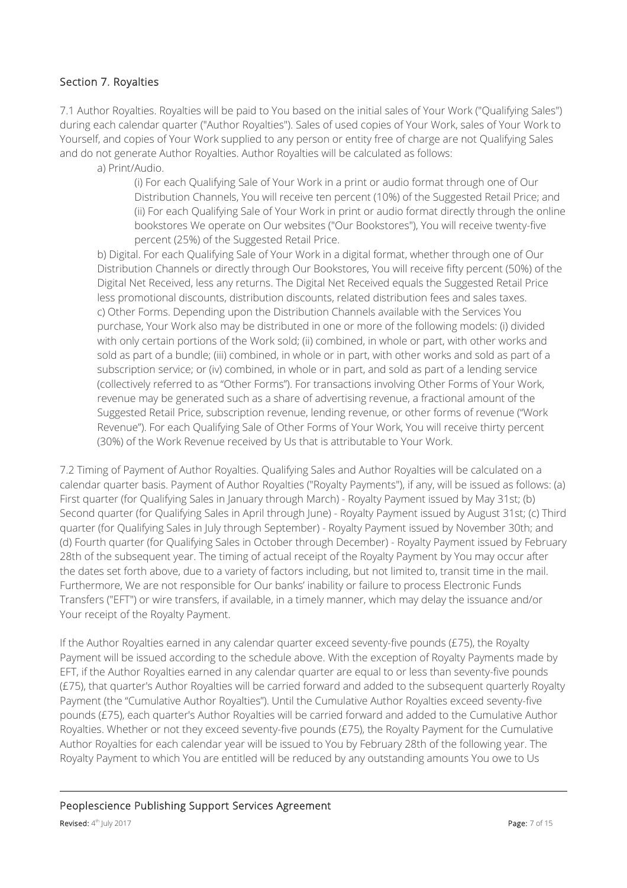## Section 7. Royalties

7.1 Author Royalties. Royalties will be paid to You based on the initial sales of Your Work ("Qualifying Sales") during each calendar quarter ("Author Royalties"). Sales of used copies of Your Work, sales of Your Work to Yourself, and copies of Your Work supplied to any person or entity free of charge are not Qualifying Sales and do not generate Author Royalties. Author Royalties will be calculated as follows:

a) Print/Audio.

(i) For each Qualifying Sale of Your Work in a print or audio format through one of Our Distribution Channels, You will receive ten percent (10%) of the Suggested Retail Price; and

(ii) For each Qualifying Sale of Your Work in print or audio format directly through the online bookstores We operate on Our websites ("Our Bookstores"), You will receive twenty-five percent (25%) of the Suggested Retail Price.

b) Digital. For each Qualifying Sale of Your Work in a digital format, whether through one of Our Distribution Channels or directly through Our Bookstores, You will receive fifty percent (50%) of the Digital Net Received, less any returns. The Digital Net Received equals the Suggested Retail Price less promotional discounts, distribution discounts, related distribution fees and sales taxes.

c) Other Forms. Depending upon the Distribution Channels available with the Services You purchase, Your Work also may be distributed in one or more of the following models: (i) divided with only certain portions of the Work sold; (ii) combined, in whole or part, with other works and sold as part of a bundle; (iii) combined, in whole or in part, with other works and sold as part of a subscription service; or (iv) combined, in whole or in part, and sold as part of a lending service (collectively referred to as "Other Forms"). For transactions involving Other Forms of Your Work, revenue may be generated such as a share of advertising revenue, a fractional amount of the Suggested Retail Price, subscription revenue, lending revenue, or other forms of revenue ("Work Revenue"). For each Qualifying Sale of Other Forms of Your Work, You will receive thirty percent (30%) of the Work Revenue received by Us that is attributable to Your Work.

7.2 Timing of Payment of Author Royalties. Qualifying Sales and Author Royalties will be calculated on a calendar quarter basis. Payment of Author Royalties ("Royalty Payments"), if any, will be issued as follows: (a) First quarter (for Qualifying Sales in January through March) - Royalty Payment issued by May 31st; (b) Second quarter (for Qualifying Sales in April through June) - Royalty Payment issued by August 31st; (c) Third quarter (for Qualifying Sales in July through September) - Royalty Payment issued by November 30th; and (d) Fourth quarter (for Qualifying Sales in October through December) - Royalty Payment issued by February 28th of the subsequent year. The timing of actual receipt of the Royalty Payment by You may occur after the dates set forth above, due to a variety of factors including, but not limited to, transit time in the mail. Furthermore, We are not responsible for Our banks' inability or failure to process Electronic Funds Transfers ("EFT") or wire transfers, if available, in a timely manner, which may delay the issuance and/or Your receipt of the Royalty Payment.

If the Author Royalties earned in any calendar quarter exceed seventy-five pounds (£75), the Royalty Payment will be issued according to the schedule above. With the exception of Royalty Payments made by EFT, if the Author Royalties earned in any calendar quarter are equal to or less than seventy-five pounds (£75), that quarter's Author Royalties will be carried forward and added to the subsequent quarterly Royalty Payment (the "Cumulative Author Royalties"). Until the Cumulative Author Royalties exceed seventy-five pounds (£75), each quarter's Author Royalties will be carried forward and added to the Cumulative Author Royalties. Whether or not they exceed seventy-five pounds (£75), the Royalty Payment for the Cumulative Author Royalties for each calendar year will be issued to You by February 28th of the following year. The Royalty Payment to which You are entitled will be reduced by any outstanding amounts You owe to Us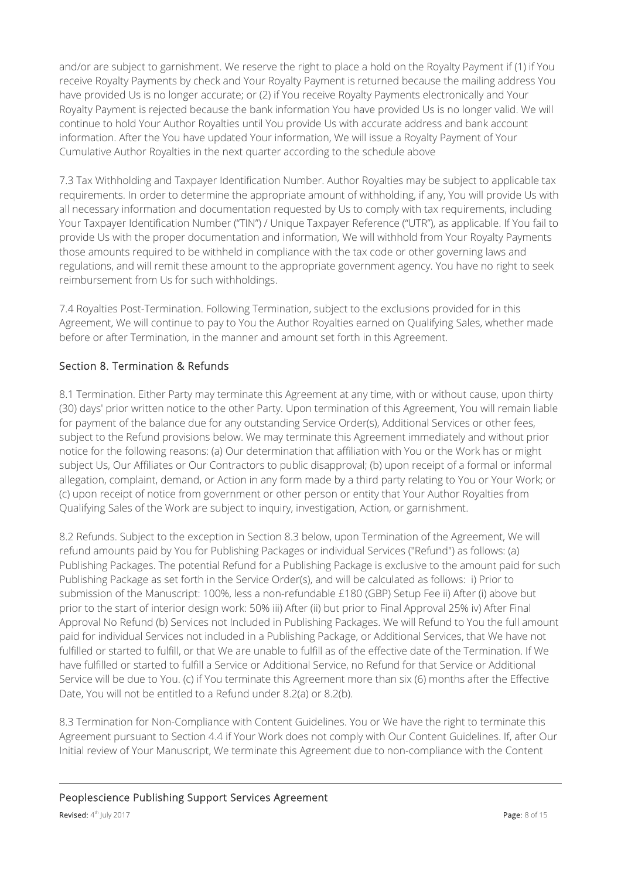and/or are subject to garnishment. We reserve the right to place a hold on the Royalty Payment if (1) if You receive Royalty Payments by check and Your Royalty Payment is returned because the mailing address You have provided Us is no longer accurate; or (2) if You receive Royalty Payments electronically and Your Royalty Payment is rejected because the bank information You have provided Us is no longer valid. We will continue to hold Your Author Royalties until You provide Us with accurate address and bank account information. After the You have updated Your information, We will issue a Royalty Payment of Your Cumulative Author Royalties in the next quarter according to the schedule above

7.3 Tax Withholding and Taxpayer Identification Number. Author Royalties may be subject to applicable tax requirements. In order to determine the appropriate amount of withholding, if any, You will provide Us with all necessary information and documentation requested by Us to comply with tax requirements, including Your Taxpayer Identification Number ("TIN") / Unique Taxpayer Reference ("UTR"), as applicable. If You fail to provide Us with the proper documentation and information, We will withhold from Your Royalty Payments those amounts required to be withheld in compliance with the tax code or other governing laws and regulations, and will remit these amount to the appropriate government agency. You have no right to seek reimbursement from Us for such withholdings.

7.4 Royalties Post-Termination. Following Termination, subject to the exclusions provided for in this Agreement, We will continue to pay to You the Author Royalties earned on Qualifying Sales, whether made before or after Termination, in the manner and amount set forth in this Agreement.

## Section 8. Termination & Refunds

8.1 Termination. Either Party may terminate this Agreement at any time, with or without cause, upon thirty (30) days' prior written notice to the other Party. Upon termination of this Agreement, You will remain liable for payment of the balance due for any outstanding Service Order(s), Additional Services or other fees, subject to the Refund provisions below. We may terminate this Agreement immediately and without prior notice for the following reasons: (a) Our determination that affiliation with You or the Work has or might subject Us, Our Affiliates or Our Contractors to public disapproval; (b) upon receipt of a formal or informal allegation, complaint, demand, or Action in any form made by a third party relating to You or Your Work; or (c) upon receipt of notice from government or other person or entity that Your Author Royalties from Qualifying Sales of the Work are subject to inquiry, investigation, Action, or garnishment.

8.2 Refunds. Subject to the exception in Section 8.3 below, upon Termination of the Agreement, We will refund amounts paid by You for Publishing Packages or individual Services ("Refund") as follows: (a) Publishing Packages. The potential Refund for a Publishing Package is exclusive to the amount paid for such Publishing Package as set forth in the Service Order(s), and will be calculated as follows: i) Prior to submission of the Manuscript: 100%, less a non-refundable £180 (GBP) Setup Fee ii) After (i) above but prior to the start of interior design work: 50% iii) After (ii) but prior to Final Approval 25% iv) After Final Approval No Refund (b) Services not Included in Publishing Packages. We will Refund to You the full amount paid for individual Services not included in a Publishing Package, or Additional Services, that We have not fulfilled or started to fulfill, or that We are unable to fulfill as of the effective date of the Termination. If We have fulfilled or started to fulfill a Service or Additional Service, no Refund for that Service or Additional Service will be due to You. (c) if You terminate this Agreement more than six (6) months after the Effective Date, You will not be entitled to a Refund under 8.2(a) or 8.2(b).

8.3 Termination for Non-Compliance with Content Guidelines. You or We have the right to terminate this Agreement pursuant to Section 4.4 if Your Work does not comply with Our Content Guidelines. If, after Our Initial review of Your Manuscript, We terminate this Agreement due to non-compliance with the Content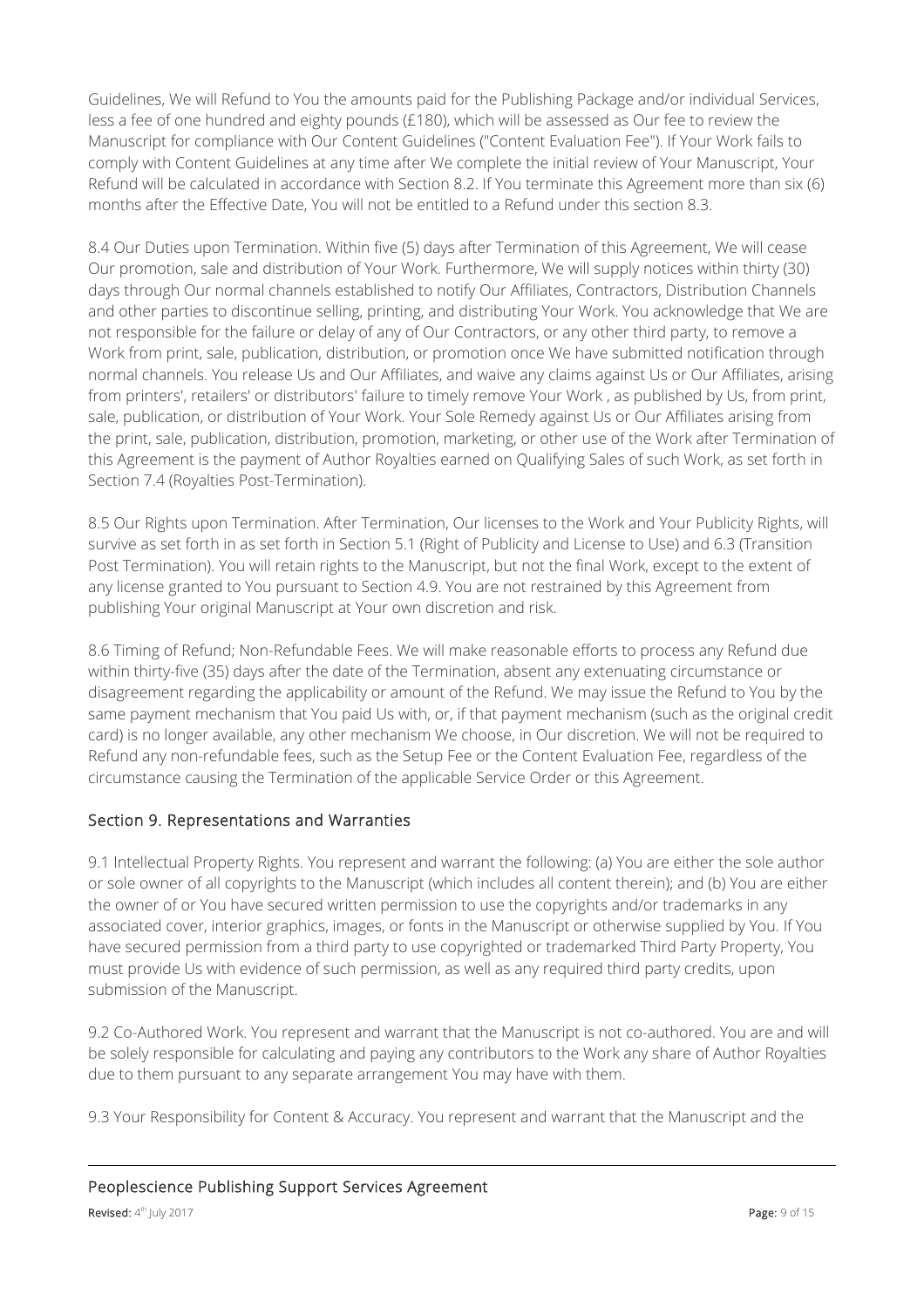Guidelines, We will Refund to You the amounts paid for the Publishing Package and/or individual Services, less a fee of one hundred and eighty pounds (£180), which will be assessed as Our fee to review the Manuscript for compliance with Our Content Guidelines ("Content Evaluation Fee"). If Your Work fails to comply with Content Guidelines at any time after We complete the initial review of Your Manuscript, Your Refund will be calculated in accordance with Section 8.2. If You terminate this Agreement more than six (6) months after the Effective Date, You will not be entitled to a Refund under this section 8.3.

8.4 Our Duties upon Termination. Within five (5) days after Termination of this Agreement, We will cease Our promotion, sale and distribution of Your Work. Furthermore, We will supply notices within thirty (30) days through Our normal channels established to notify Our Affiliates, Contractors, Distribution Channels and other parties to discontinue selling, printing, and distributing Your Work. You acknowledge that We are not responsible for the failure or delay of any of Our Contractors, or any other third party, to remove a Work from print, sale, publication, distribution, or promotion once We have submitted notification through normal channels. You release Us and Our Affiliates, and waive any claims against Us or Our Affiliates, arising from printers', retailers' or distributors' failure to timely remove Your Work , as published by Us, from print, sale, publication, or distribution of Your Work. Your Sole Remedy against Us or Our Affiliates arising from the print, sale, publication, distribution, promotion, marketing, or other use of the Work after Termination of this Agreement is the payment of Author Royalties earned on Qualifying Sales of such Work, as set forth in Section 7.4 (Royalties Post-Termination).

8.5 Our Rights upon Termination. After Termination, Our licenses to the Work and Your Publicity Rights, will survive as set forth in as set forth in Section 5.1 (Right of Publicity and License to Use) and 6.3 (Transition Post Termination). You will retain rights to the Manuscript, but not the final Work, except to the extent of any license granted to You pursuant to Section 4.9. You are not restrained by this Agreement from publishing Your original Manuscript at Your own discretion and risk.

8.6 Timing of Refund; Non-Refundable Fees. We will make reasonable efforts to process any Refund due within thirty-five (35) days after the date of the Termination, absent any extenuating circumstance or disagreement regarding the applicability or amount of the Refund. We may issue the Refund to You by the same payment mechanism that You paid Us with, or, if that payment mechanism (such as the original credit card) is no longer available, any other mechanism We choose, in Our discretion. We will not be required to Refund any non-refundable fees, such as the Setup Fee or the Content Evaluation Fee, regardless of the circumstance causing the Termination of the applicable Service Order or this Agreement.

## Section 9. Representations and Warranties

9.1 Intellectual Property Rights. You represent and warrant the following: (a) You are either the sole author or sole owner of all copyrights to the Manuscript (which includes all content therein); and (b) You are either the owner of or You have secured written permission to use the copyrights and/or trademarks in any associated cover, interior graphics, images, or fonts in the Manuscript or otherwise supplied by You. If You have secured permission from a third party to use copyrighted or trademarked Third Party Property, You must provide Us with evidence of such permission, as well as any required third party credits, upon submission of the Manuscript.

9.2 Co-Authored Work. You represent and warrant that the Manuscript is not co-authored. You are and will be solely responsible for calculating and paying any contributors to the Work any share of Author Royalties due to them pursuant to any separate arrangement You may have with them.

9.3 Your Responsibility for Content & Accuracy. You represent and warrant that the Manuscript and the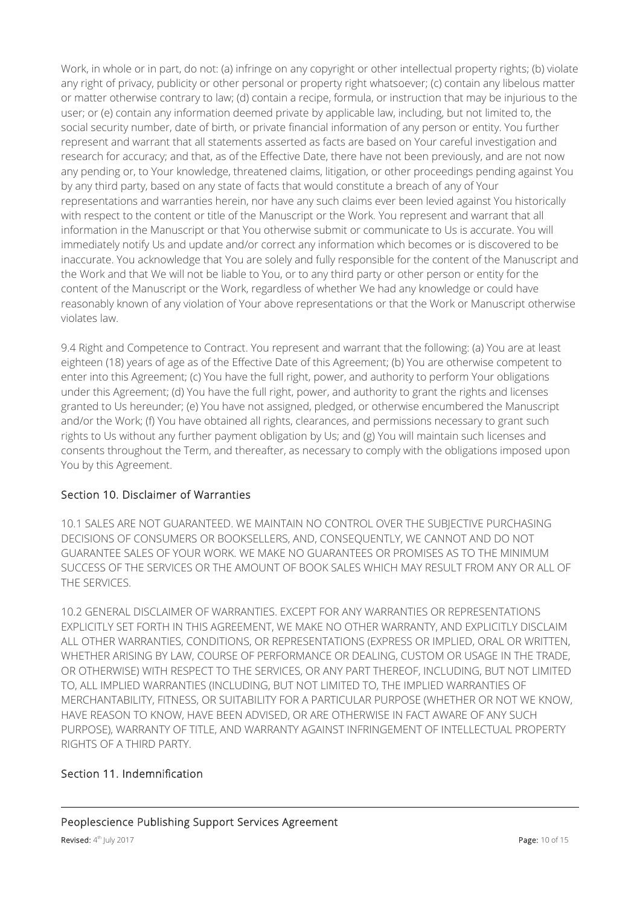Work, in whole or in part, do not: (a) infringe on any copyright or other intellectual property rights; (b) violate any right of privacy, publicity or other personal or property right whatsoever; (c) contain any libelous matter or matter otherwise contrary to law; (d) contain a recipe, formula, or instruction that may be injurious to the user; or (e) contain any information deemed private by applicable law, including, but not limited to, the social security number, date of birth, or private financial information of any person or entity. You further represent and warrant that all statements asserted as facts are based on Your careful investigation and research for accuracy; and that, as of the Effective Date, there have not been previously, and are not now any pending or, to Your knowledge, threatened claims, litigation, or other proceedings pending against You by any third party, based on any state of facts that would constitute a breach of any of Your representations and warranties herein, nor have any such claims ever been levied against You historically with respect to the content or title of the Manuscript or the Work. You represent and warrant that all information in the Manuscript or that You otherwise submit or communicate to Us is accurate. You will immediately notify Us and update and/or correct any information which becomes or is discovered to be inaccurate. You acknowledge that You are solely and fully responsible for the content of the Manuscript and the Work and that We will not be liable to You, or to any third party or other person or entity for the content of the Manuscript or the Work, regardless of whether We had any knowledge or could have reasonably known of any violation of Your above representations or that the Work or Manuscript otherwise violates law.

9.4 Right and Competence to Contract. You represent and warrant that the following: (a) You are at least eighteen (18) years of age as of the Effective Date of this Agreement; (b) You are otherwise competent to enter into this Agreement; (c) You have the full right, power, and authority to perform Your obligations under this Agreement; (d) You have the full right, power, and authority to grant the rights and licenses granted to Us hereunder; (e) You have not assigned, pledged, or otherwise encumbered the Manuscript and/or the Work; (f) You have obtained all rights, clearances, and permissions necessary to grant such rights to Us without any further payment obligation by Us; and (g) You will maintain such licenses and consents throughout the Term, and thereafter, as necessary to comply with the obligations imposed upon You by this Agreement.

## Section 10. Disclaimer of Warranties

10.1 SALES ARE NOT GUARANTEED. WE MAINTAIN NO CONTROL OVER THE SUBJECTIVE PURCHASING DECISIONS OF CONSUMERS OR BOOKSELLERS, AND, CONSEQUENTLY, WE CANNOT AND DO NOT GUARANTEE SALES OF YOUR WORK. WE MAKE NO GUARANTEES OR PROMISES AS TO THE MINIMUM SUCCESS OF THE SERVICES OR THE AMOUNT OF BOOK SALES WHICH MAY RESULT FROM ANY OR ALL OF THE SERVICES.

10.2 GENERAL DISCLAIMER OF WARRANTIES. EXCEPT FOR ANY WARRANTIES OR REPRESENTATIONS EXPLICITLY SET FORTH IN THIS AGREEMENT, WE MAKE NO OTHER WARRANTY, AND EXPLICITLY DISCLAIM ALL OTHER WARRANTIES, CONDITIONS, OR REPRESENTATIONS (EXPRESS OR IMPLIED, ORAL OR WRITTEN, WHETHER ARISING BY LAW, COURSE OF PERFORMANCE OR DEALING, CUSTOM OR USAGE IN THE TRADE, OR OTHERWISE) WITH RESPECT TO THE SERVICES, OR ANY PART THEREOF, INCLUDING, BUT NOT LIMITED TO, ALL IMPLIED WARRANTIES (INCLUDING, BUT NOT LIMITED TO, THE IMPLIED WARRANTIES OF MERCHANTABILITY, FITNESS, OR SUITABILITY FOR A PARTICULAR PURPOSE (WHETHER OR NOT WE KNOW, HAVE REASON TO KNOW, HAVE BEEN ADVISED, OR ARE OTHERWISE IN FACT AWARE OF ANY SUCH PURPOSE), WARRANTY OF TITLE, AND WARRANTY AGAINST INFRINGEMENT OF INTELLECTUAL PROPERTY RIGHTS OF A THIRD PARTY.

## Section 11. Indemnification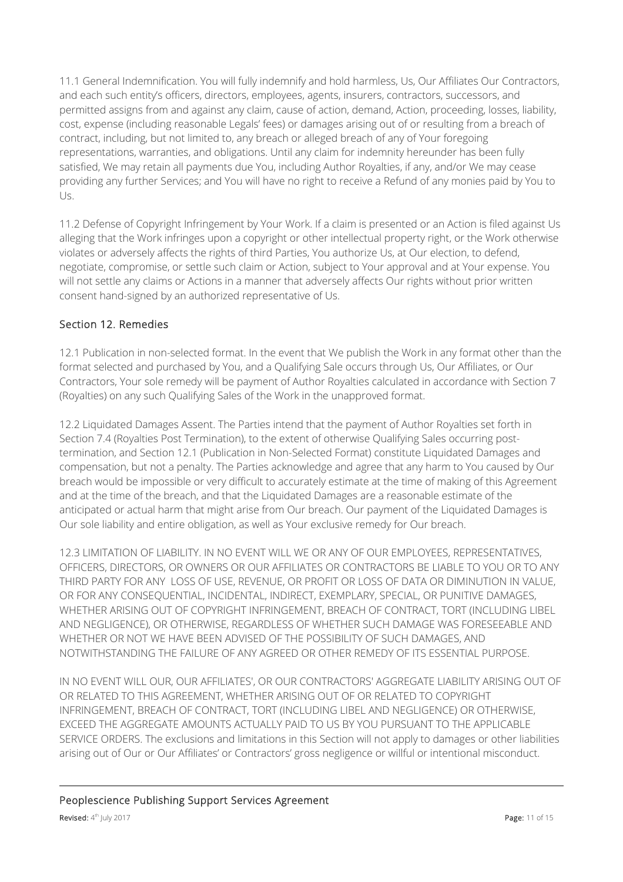11.1 General Indemnification. You will fully indemnify and hold harmless, Us, Our Affiliates Our Contractors, and each such entity's officers, directors, employees, agents, insurers, contractors, successors, and permitted assigns from and against any claim, cause of action, demand, Action, proceeding, losses, liability, cost, expense (including reasonable Legals' fees) or damages arising out of or resulting from a breach of contract, including, but not limited to, any breach or alleged breach of any of Your foregoing representations, warranties, and obligations. Until any claim for indemnity hereunder has been fully satisfied, We may retain all payments due You, including Author Royalties, if any, and/or We may cease providing any further Services; and You will have no right to receive a Refund of any monies paid by You to Us.

11.2 Defense of Copyright Infringement by Your Work. If a claim is presented or an Action is filed against Us alleging that the Work infringes upon a copyright or other intellectual property right, or the Work otherwise violates or adversely affects the rights of third Parties, You authorize Us, at Our election, to defend, negotiate, compromise, or settle such claim or Action, subject to Your approval and at Your expense. You will not settle any claims or Actions in a manner that adversely affects Our rights without prior written consent hand-signed by an authorized representative of Us.

## Section 12. Remedies

12.1 Publication in non-selected format. In the event that We publish the Work in any format other than the format selected and purchased by You, and a Qualifying Sale occurs through Us, Our Affiliates, or Our Contractors, Your sole remedy will be payment of Author Royalties calculated in accordance with Section 7 (Royalties) on any such Qualifying Sales of the Work in the unapproved format.

12.2 Liquidated Damages Assent. The Parties intend that the payment of Author Royalties set forth in Section 7.4 (Royalties Post Termination), to the extent of otherwise Qualifying Sales occurring post-termination, and Section 12.1 (Publication in Non-Selected Format) constitute Liquidated Damages and compensation, but not a penalty. The Parties acknowledge and agree that any harm to You caused by Our breach would be impossible or very difficult to accurately estimate at the time of making of this Agreement and at the time of the breach, and that the Liquidated Damages are a reasonable estimate of the anticipated or actual harm that might arise from Our breach. Our payment of the Liquidated Damages is Our sole liability and entire obligation, as well as Your exclusive remedy for Our breach.

12.3 LIMITATION OF LIABILITY. IN NO EVENT WILL WE OR ANY OF OUR EMPLOYEES, REPRESENTATIVES, OFFICERS, DIRECTORS, OR OWNERS OR OUR AFFILIATES OR CONTRACTORS BE LIABLE TO YOU OR TO ANY THIRD PARTY FOR ANY LOSS OF USE, REVENUE, OR PROFIT OR LOSS OF DATA OR DIMINUTION IN VALUE, OR FOR ANY CONSEQUENTIAL, INCIDENTAL, INDIRECT, EXEMPLARY, SPECIAL, OR PUNITIVE DAMAGES, WHETHER ARISING OUT OF COPYRIGHT INFRINGEMENT, BREACH OF CONTRACT, TORT (INCLUDING LIBEL AND NEGLIGENCE), OR OTHERWISE, REGARDLESS OF WHETHER SUCH DAMAGE WAS FORESEEABLE AND WHETHER OR NOT WE HAVE BEEN ADVISED OF THE POSSIBILITY OF SUCH DAMAGES, AND NOTWITHSTANDING THE FAILURE OF ANY AGREED OR OTHER REMEDY OF ITS ESSENTIAL PURPOSE.

IN NO EVENT WILL OUR, OUR AFFILIATES', OR OUR CONTRACTORS' AGGREGATE LIABILITY ARISING OUT OF OR RELATED TO THIS AGREEMENT, WHETHER ARISING OUT OF OR RELATED TO COPYRIGHT INFRINGEMENT, BREACH OF CONTRACT, TORT (INCLUDING LIBEL AND NEGLIGENCE) OR OTHERWISE, EXCEED THE AGGREGATE AMOUNTS ACTUALLY PAID TO US BY YOU PURSUANT TO THE APPLICABLE SERVICE ORDERS. The exclusions and limitations in this Section will not apply to damages or other liabilities arising out of Our or Our Affiliates' or Contractors' gross negligence or willful or intentional misconduct.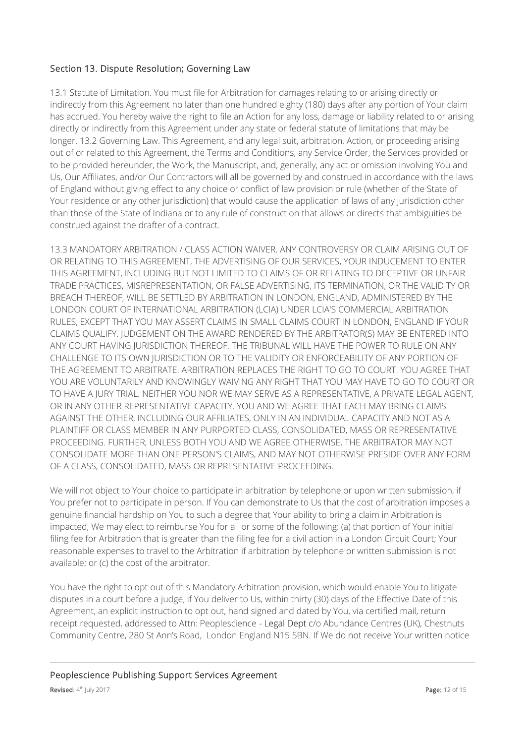## Section 13. Dispute Resolution; Governing Law

13.1 Statute of Limitation. You must file for Arbitration for damages relating to or arising directly or indirectly from this Agreement no later than one hundred eighty (180) days after any portion of Your claim has accrued. You hereby waive the right to file an Action for any loss, damage or liability related to or arising directly or indirectly from this Agreement under any state or federal statute of limitations that may be longer. 13.2 Governing Law. This Agreement, and any legal suit, arbitration, Action, or proceeding arising out of or related to this Agreement, the Terms and Conditions, any Service Order, the Services provided or to be provided hereunder, the Work, the Manuscript, and, generally, any act or omission involving You and Us, Our Affiliates, and/or Our Contractors will all be governed by and construed in accordance with the laws of England without giving effect to any choice or conflict of law provision or rule (whether of the State of Your residence or any other jurisdiction) that would cause the application of laws of any jurisdiction other than those of the State of Indiana or to any rule of construction that allows or directs that ambiguities be construed against the drafter of a contract.

13.3 MANDATORY ARBITRATION / CLASS ACTION WAIVER. ANY CONTROVERSY OR CLAIM ARISING OUT OF OR RELATING TO THIS AGREEMENT, THE ADVERTISING OF OUR SERVICES, YOUR INDUCEMENT TO ENTER THIS AGREEMENT, INCLUDING BUT NOT LIMITED TO CLAIMS OF OR RELATING TO DECEPTIVE OR UNFAIR TRADE PRACTICES, MISREPRESENTATION, OR FALSE ADVERTISING, ITS TERMINATION, OR THE VALIDITY OR BREACH THEREOF, WILL BE SETTLED BY ARBITRATION IN LONDON, ENGLAND, ADMINISTERED BY THE LONDON COURT OF INTERNATIONAL ARBITRATION (LCIA) UNDER LCIA'S COMMERCIAL ARBITRATION RULES, EXCEPT THAT YOU MAY ASSERT CLAIMS IN SMALL CLAIMS COURT IN LONDON, ENGLAND IF YOUR CLAIMS QUALIFY. JUDGEMENT ON THE AWARD RENDERED BY THE ARBITRATOR(S) MAY BE ENTERED INTO ANY COURT HAVING JURISDICTION THEREOF. THE TRIBUNAL WILL HAVE THE POWER TO RULE ON ANY CHALLENGE TO ITS OWN JURISDICTION OR TO THE VALIDITY OR ENFORCEABILITY OF ANY PORTION OF THE AGREEMENT TO ARBITRATE. ARBITRATION REPLACES THE RIGHT TO GO TO COURT. YOU AGREE THAT YOU ARE VOLUNTARILY AND KNOWINGLY WAIVING ANY RIGHT THAT YOU MAY HAVE TO GO TO COURT OR TO HAVE A JURY TRIAL. NEITHER YOU NOR WE MAY SERVE AS A REPRESENTATIVE, A PRIVATE LEGAL AGENT, OR IN ANY OTHER REPRESENTATIVE CAPACITY. YOU AND WE AGREE THAT EACH MAY BRING CLAIMS AGAINST THE OTHER, INCLUDING OUR AFFILIATES, ONLY IN AN INDIVIDUAL CAPACITY AND NOT AS A PLAINTIFF OR CLASS MEMBER IN ANY PURPORTED CLASS, CONSOLIDATED, MASS OR REPRESENTATIVE PROCEEDING. FURTHER, UNLESS BOTH YOU AND WE AGREE OTHERWISE, THE ARBITRATOR MAY NOT CONSOLIDATE MORE THAN ONE PERSON'S CLAIMS, AND MAY NOT OTHERWISE PRESIDE OVER ANY FORM OF A CLASS, CONSOLIDATED, MASS OR REPRESENTATIVE PROCEEDING.

We will not object to Your choice to participate in arbitration by telephone or upon written submission, if You prefer not to participate in person. If You can demonstrate to Us that the cost of arbitration imposes a genuine financial hardship on You to such a degree that Your ability to bring a claim in Arbitration is impacted, We may elect to reimburse You for all or some of the following: (a) that portion of Your initial filing fee for Arbitration that is greater than the filing fee for a civil action in a London Circuit Court; Your reasonable expenses to travel to the Arbitration if arbitration by telephone or written submission is not available; or (c) the cost of the arbitrator.

You have the right to opt out of this Mandatory Arbitration provision, which would enable You to litigate disputes in a court before a judge, if You deliver to Us, within thirty (30) days of the Effective Date of this Agreement, an explicit instruction to opt out, hand signed and dated by You, via certified mail, return receipt requested, addressed to Attn: Peoplescience - Legal Dept c/o Abundance Centres (UK), Chestnuts Community Centre, 280 St Ann's Road, London England N15 5BN. If We do not receive Your written notice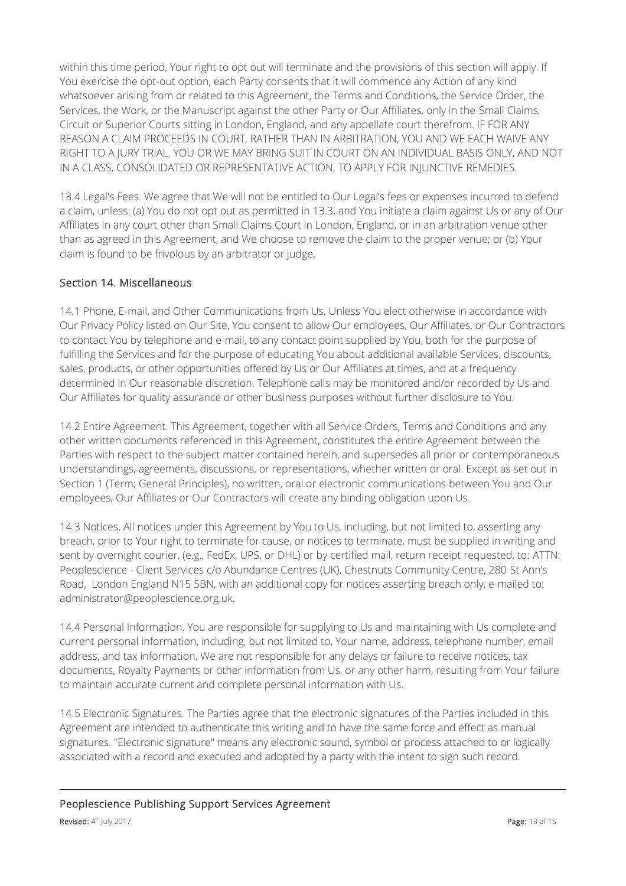within this time period, Your right to opt out will terminate and the provisions of this section will apply. If You exercise the opt-out option, each Party consents that it will commence any Action of any kind whatsoever arising from or related to this Agreement, the Terms and Conditions, the Service Order, the Services, the Work, or the Manuscript against the other Party or Our Affiliates, only in the Small Claims, Circuit or Superior Courts sitting in London, England, and any appellate court therefrom. IF FOR ANY REASON A CLAIM PROCEEDS IN COURT, RATHER THAN IN ARBITRATION, YOU AND WE EACH WAIVE ANY RIGHT TO A JURY TRIAL. YOU OR WE MAY BRING SUIT IN COURT ON AN INDIVIDUAL BASIS ONLY, AND NOT IN A CLASS, CONSOLIDATED OR REPRESENTATIVE ACTION, TO APPLY FOR INJUNCTIVE REMEDIES.

13.4 Legal's Fees. We agree that We will not be entitled to Our Legal's fees or expenses incurred to defend a claim, unless: (a) You do not opt out as permitted in 13.3, and You initiate a claim against Us or any of Our Affiliates in any court other than Small Claims Court in London, England, or in an arbitration venue other than as agreed in this Agreement, and We choose to remove the claim to the proper venue; or (b) Your claim is found to be frivolous by an arbitrator or judge,

## Section 14. Miscellaneous

14.1 Phone, E-mail, and Other Communications from Us. Unless You elect otherwise in accordance with Our Privacy Policy listed on Our Site, You consent to allow Our employees, Our Affiliates, or Our Contractors to contact You by telephone and e-mail, to any contact point supplied by You, both for the purpose of fulfilling the Services and for the purpose of educating You about additional available Services, discounts, sales, products, or other opportunities offered by Us or Our Affiliates at times, and at a frequency determined in Our reasonable discretion. Telephone calls may be monitored and/or recorded by Us and Our Affiliates for quality assurance or other business purposes without further disclosure to You.

14.2 Entire Agreement. This Agreement, together with all Service Orders, Terms and Conditions and any other written documents referenced in this Agreement, constitutes the entire Agreement between the Parties with respect to the subject matter contained herein, and supersedes all prior or contemporaneous understandings, agreements, discussions, or representations, whether written or oral. Except as set out in Section 1 (Term; General Principles), no written, oral or electronic communications between You and Our employees, Our Affiliates or Our Contractors will create any binding obligation upon Us.

14.3 Notices. All notices under this Agreement by You to Us, including, but not limited to, asserting any breach, prior to Your right to terminate for cause, or notices to terminate, must be supplied in writing and sent by overnight courier, (e.g., FedEx, UPS, or DHL) or by certified mail, return receipt requested, to: ATTN: Peoplescience - Client Services c/o Abundance Centres (UK), Chestnuts Community Centre, 280 St Ann's Road, London England N15 5BN, with an additional copy for notices asserting breach only, e-mailed to: administrator@peoplescience.org.uk.

14.4 Personal Information. You are responsible for supplying to Us and maintaining with Us complete and current personal information, including, but not limited to, Your name, address, telephone number, email address, and tax information. We are not responsible for any delays or failure to receive notices, tax documents, Royalty Payments or other information from Us, or any other harm, resulting from Your failure to maintain accurate current and complete personal information with Us.

14.5 Electronic Signatures. The Parties agree that the electronic signatures of the Parties included in this Agreement are intended to authenticate this writing and to have the same force and effect as manual signatures. "Electronic signature" means any electronic sound, symbol or process attached to or logically associated with a record and executed and adopted by a party with the intent to sign such record.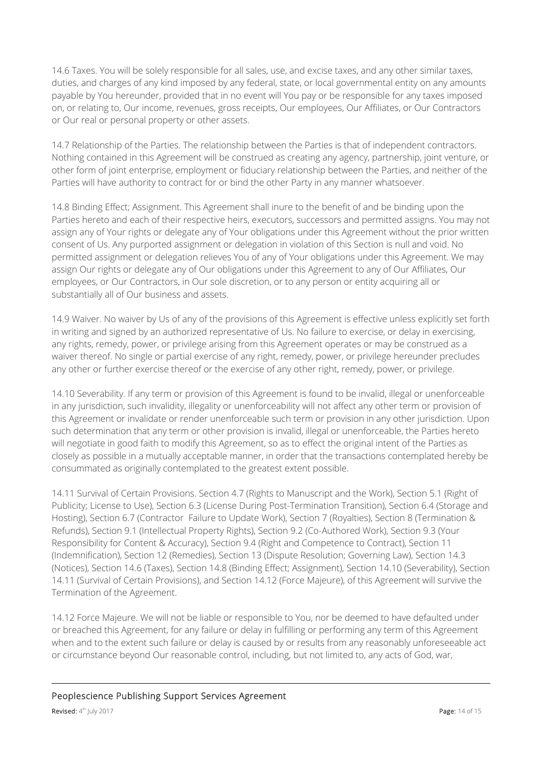14.6 Taxes. You will be solely responsible for all sales, use, and excise taxes, and any other similar taxes, duties, and charges of any kind imposed by any federal, state, or local governmental entity on any amounts payable by You hereunder, provided that in no event will You pay or be responsible for any taxes imposed on, or relating to, Our income, revenues, gross receipts, Our employees, Our Affiliates, or Our Contractors or Our real or personal property or other assets.

14.7 Relationship of the Parties. The relationship between the Parties is that of independent contractors. Nothing contained in this Agreement will be construed as creating any agency, partnership, joint venture, or other form of joint enterprise, employment or fiduciary relationship between the Parties, and neither of the Parties will have authority to contract for or bind the other Party in any manner whatsoever.

14.8 Binding Effect; Assignment. This Agreement shall inure to the benefit of and be binding upon the Parties hereto and each of their respective heirs, executors, successors and permitted assigns. You may not assign any of Your rights or delegate any of Your obligations under this Agreement without the prior written consent of Us. Any purported assignment or delegation in violation of this Section is null and void. No permitted assignment or delegation relieves You of any of Your obligations under this Agreement. We may assign Our rights or delegate any of Our obligations under this Agreement to any of Our Affiliates, Our employees, or Our Contractors, in Our sole discretion, or to any person or entity acquiring all or substantially all of Our business and assets.

14.9 Waiver. No waiver by Us of any of the provisions of this Agreement is effective unless explicitly set forth in writing and signed by an authorized representative of Us. No failure to exercise, or delay in exercising, any rights, remedy, power, or privilege arising from this Agreement operates or may be construed as a waiver thereof. No single or partial exercise of any right, remedy, power, or privilege hereunder precludes any other or further exercise thereof or the exercise of any other right, remedy, power, or privilege.

14.10 Severability. If any term or provision of this Agreement is found to be invalid, illegal or unenforceable in any jurisdiction, such invalidity, illegality or unenforceability will not affect any other term or provision of this Agreement or invalidate or render unenforceable such term or provision in any other jurisdiction. Upon such determination that any term or other provision is invalid, illegal or unenforceable, the Parties hereto will negotiate in good faith to modify this Agreement, so as to effect the original intent of the Parties as closely as possible in a mutually acceptable manner, in order that the transactions contemplated hereby be consummated as originally contemplated to the greatest extent possible.

14.11 Survival of Certain Provisions. Section 4.7 (Rights to Manuscript and the Work), Section 5.1 (Right of Publicity; License to Use), Section 6.3 (License During Post-Termination Transition), Section 6.4 (Storage and Hosting), Section 6.7 (Contractor Failure to Update Work), Section 7 (Royalties), Section 8 (Termination & Refunds), Section 9.1 (Intellectual Property Rights), Section 9.2 (Co-Authored Work), Section 9.3 (Your Responsibility for Content & Accuracy), Section 9.4 (Right and Competence to Contract), Section 11 (Indemnification), Section 12 (Remedies), Section 13 (Dispute Resolution; Governing Law), Section 14.3 (Notices), Section 14.6 (Taxes), Section 14.8 (Binding Effect; Assignment), Section 14.10 (Severability), Section 14.11 (Survival of Certain Provisions), and Section 14.12 (Force Majeure), of this Agreement will survive the Termination of the Agreement.

14.12 Force Majeure. We will not be liable or responsible to You, nor be deemed to have defaulted under or breached this Agreement, for any failure or delay in fulfilling or performing any term of this Agreement when and to the extent such failure or delay is caused by or results from any reasonably unforeseeable act or circumstance beyond Our reasonable control, including, but not limited to, any acts of God, war,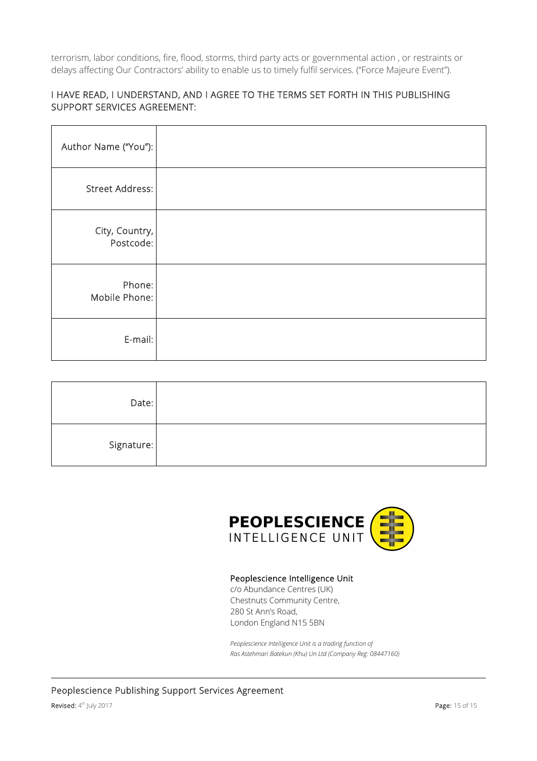terrorism, labor conditions, fire, flood, storms, third party acts or governmental action , or restraints or delays affecting Our Contractors' ability to enable us to timely fulfil services. ("Force Majeure Event").

I HAVE READ, I UNDERSTAND, AND I AGREE TO THE TERMS SET FORTH IN THIS PUBLISHING SUPPORT SERVICES AGREEMENT:

| | |
|---|---|
| Author Name ("You"): | |
| Street Address: | |
| City, Country, Postcode: | |
| Phone: Mobile Phone: | |
| E-mail: | |

| | |
|---|---|
| Date: | |
| Signature: | |

**PEOPLESCIENCE**
INTELLIGENCE UNIT

Peoplescience Intelligence Unit
c/o Abundance Centres (UK)
Chestnuts Community Centre,
280 St Ann's Road,
London England N15 5BN

*Peoplescience Intelligence Unit is a trading function of Ras Astehmari Batekun (Khu) Un Ltd (Company Reg: 08447160)*